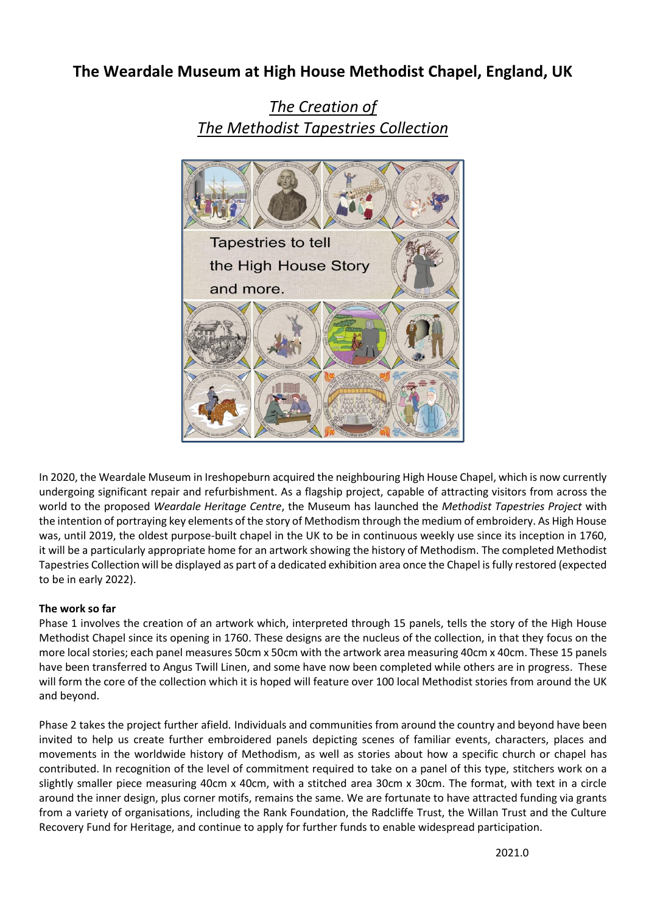# The Weardale Museum at High House Methodist Chapel, England, UK

## *The Creation of The Methodist Tapestries Collection*

In 2020, the Weardale Museum in Ireshopeburn acquired the neighbouring High House Chapel, which is now currently undergoing significant repair and refurbishment. As a flagship project, capable of attracting visitors from across the world to the proposed *Weardale Heritage Centre*, the Museum has launched the *Methodist Tapestries Project* with the intention of portraying key elements of the story of Methodism through the medium of embroidery. As High House was, until 2019, the oldest purpose-built chapel in the UK to be in continuous weekly use since its inception in 1760, it will be a particularly appropriate home for an artwork showing the history of Methodism. The completed Methodist Tapestries Collection will be displayed as part of a dedicated exhibition area once the Chapel is fully restored (expected to be in early 2022).

**The work so far**

Phase 1 involves the creation of an artwork which, interpreted through 15 panels, tells the story of the High House Methodist Chapel since its opening in 1760. These designs are the nucleus of the collection, in that they focus on the more local stories; each panel measures 50cm x 50cm with the artwork area measuring 40cm x 40cm. These 15 panels have been transferred to Angus Twill Linen, and some have now been completed while others are in progress. These will form the core of the collection which it is hoped will feature over 100 local Methodist stories from around the UK and beyond.

Phase 2 takes the project further afield. Individuals and communities from around the country and beyond have been invited to help us create further embroidered panels depicting scenes of familiar events, characters, places and movements in the worldwide history of Methodism, as well as stories about how a specific church or chapel has contributed. In recognition of the level of commitment required to take on a panel of this type, stitchers work on a slightly smaller piece measuring 40cm x 40cm, with a stitched area 30cm x 30cm. The format, with text in a circle around the inner design, plus corner motifs, remains the same. We are fortunate to have attracted funding via grants from a variety of organisations, including the Rank Foundation, the Radcliffe Trust, the Willan Trust and the Culture Recovery Fund for Heritage, and continue to apply for further funds to enable widespread participation.

2021.0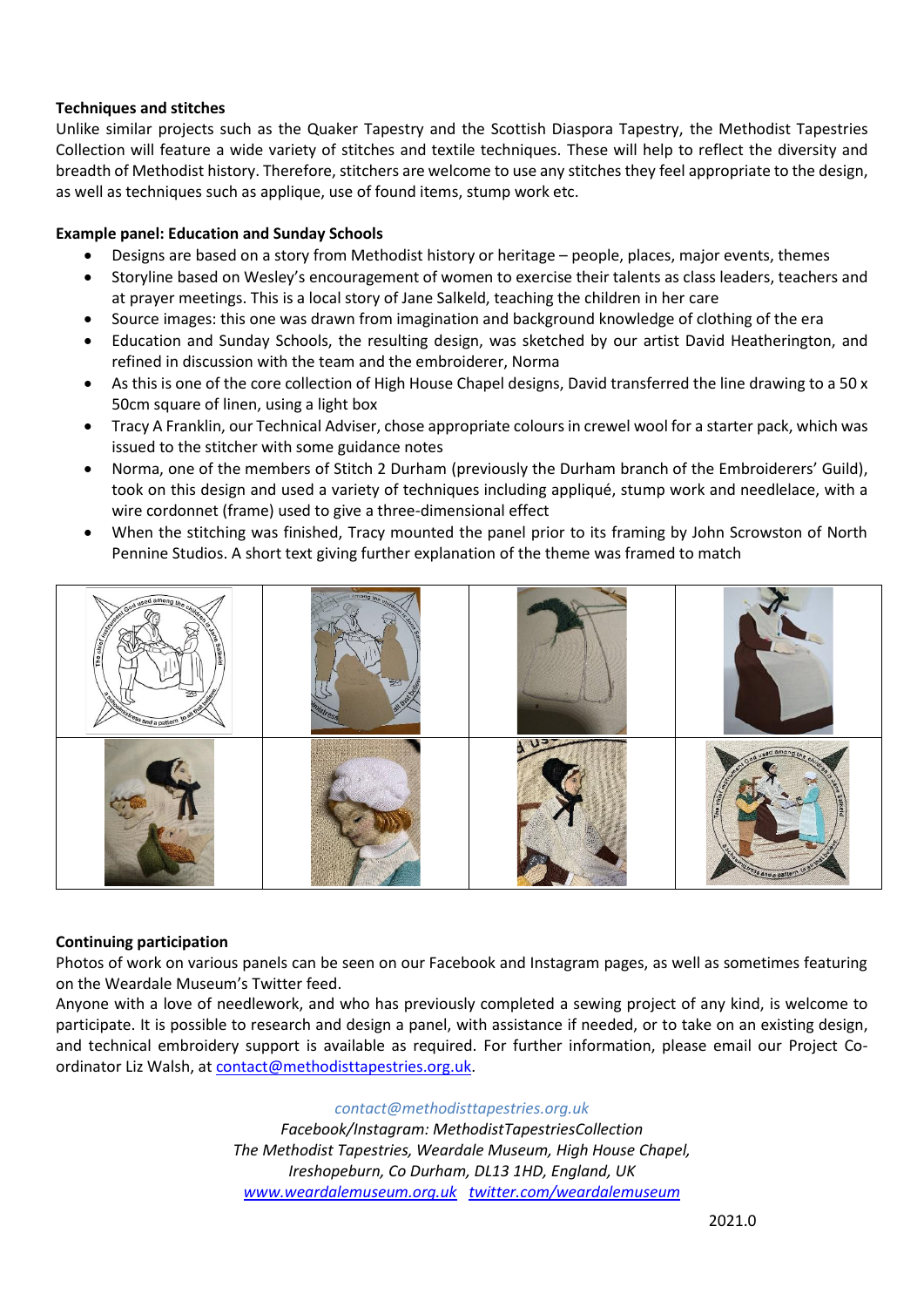**Techniques and stitches**

Unlike similar projects such as the Quaker Tapestry and the Scottish Diaspora Tapestry, the Methodist Tapestries Collection will feature a wide variety of stitches and textile techniques. These will help to reflect the diversity and breadth of Methodist history. Therefore, stitchers are welcome to use any stitches they feel appropriate to the design, as well as techniques such as applique, use of found items, stump work etc.

**Example panel: Education and Sunday Schools**

- Designs are based on a story from Methodist history or heritage – people, places, major events, themes
- Storyline based on Wesley's encouragement of women to exercise their talents as class leaders, teachers and at prayer meetings. This is a local story of Jane Salkeld, teaching the children in her care
- Source images: this one was drawn from imagination and background knowledge of clothing of the era
- Education and Sunday Schools, the resulting design, was sketched by our artist David Heatherington, and refined in discussion with the team and the embroiderer, Norma
- As this is one of the core collection of High House Chapel designs, David transferred the line drawing to a 50 x 50cm square of linen, using a light box
- Tracy A Franklin, our Technical Adviser, chose appropriate colours in crewel wool for a starter pack, which was issued to the stitcher with some guidance notes
- Norma, one of the members of Stitch 2 Durham (previously the Durham branch of the Embroiderers' Guild), took on this design and used a variety of techniques including appliqué, stump work and needlelace, with a wire cordonnet (frame) used to give a three-dimensional effect
- When the stitching was finished, Tracy mounted the panel prior to its framing by John Scrowston of North Pennine Studios. A short text giving further explanation of the theme was framed to match

**Continuing participation**

Photos of work on various panels can be seen on our Facebook and Instagram pages, as well as sometimes featuring on the Weardale Museum's Twitter feed.

Anyone with a love of needlework, and who has previously completed a sewing project of any kind, is welcome to participate. It is possible to research and design a panel, with assistance if needed, or to take on an existing design, and technical embroidery support is available as required. For further information, please email our Project Co-ordinator Liz Walsh, at contact@methodisttapestries.org.uk.

*contact@methodisttapestries.org.uk*
*Facebook/Instagram: MethodistTapestriesCollection*
*The Methodist Tapestries, Weardale Museum, High House Chapel,*
*Ireshopeburn, Co Durham, DL13 1HD, England, UK*
*www.weardalemuseum.org.uk  twitter.com/weardalemuseum*

2021.0